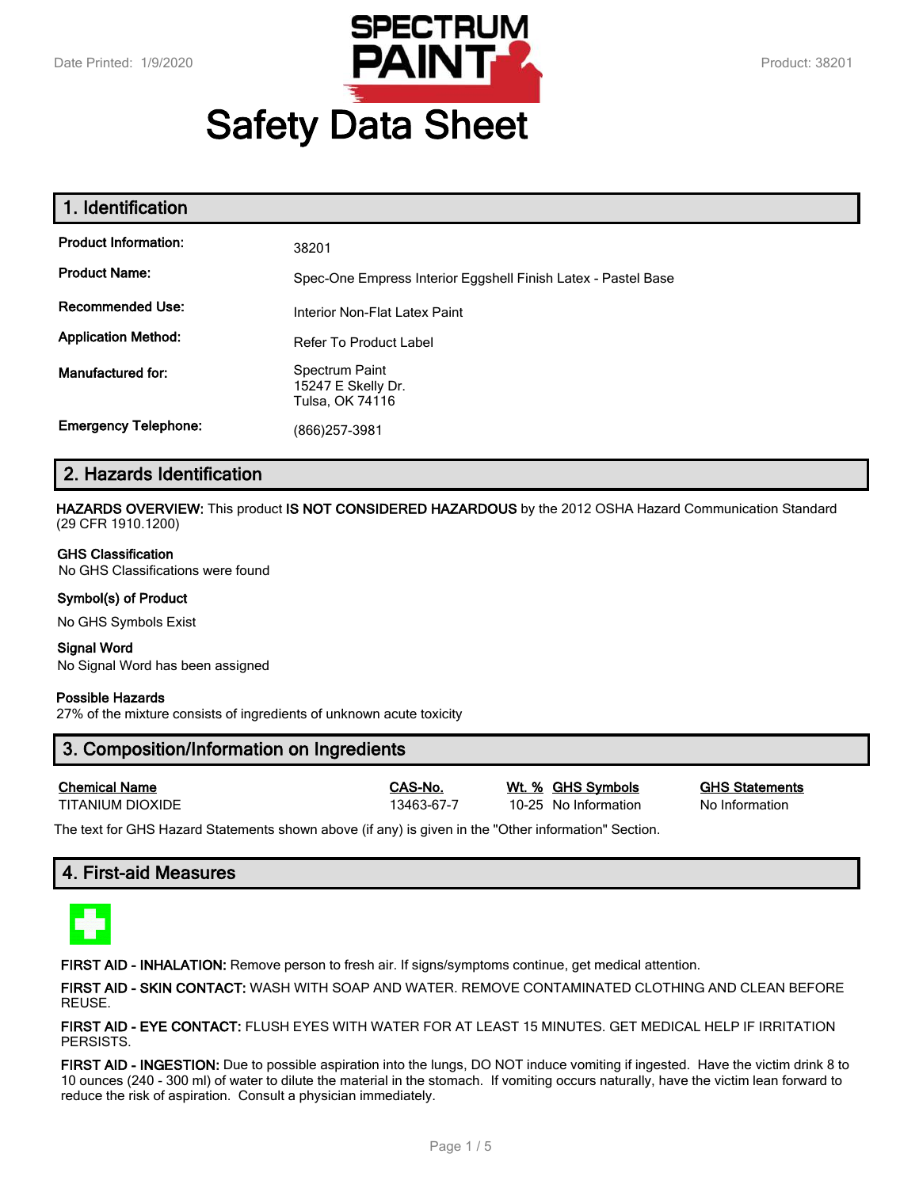Date Printed: 1/9/2020

Product: 38201

# Safety Data Sheet

## 1. Identification

| | |
|---|---|
| **Product Information:** | 38201 |
| **Product Name:** | Spec-One Empress Interior Eggshell Finish Latex - Pastel Base |
| **Recommended Use:** | Interior Non-Flat Latex Paint |
| **Application Method:** | Refer To Product Label |
| **Manufactured for:** | Spectrum Paint<br>15247 E Skelly Dr.<br>Tulsa, OK 74116 |
| **Emergency Telephone:** | (866)257-3981 |

## 2. Hazards Identification

**HAZARDS OVERVIEW:** This product **IS NOT CONSIDERED HAZARDOUS** by the 2012 OSHA Hazard Communication Standard (29 CFR 1910.1200)

**GHS Classification**
No GHS Classifications were found

**Symbol(s) of Product**

No GHS Symbols Exist

**Signal Word**
No Signal Word has been assigned

**Possible Hazards**
27% of the mixture consists of ingredients of unknown acute toxicity

## 3. Composition/Information on Ingredients

| Chemical Name | CAS-No. | Wt. % | GHS Symbols | GHS Statements |
|---|---|---|---|---|
| TITANIUM DIOXIDE | 13463-67-7 | 10-25 | No Information | No Information |

The text for GHS Hazard Statements shown above (if any) is given in the "Other information" Section.

## 4. First-aid Measures

**FIRST AID - INHALATION:** Remove person to fresh air. If signs/symptoms continue, get medical attention.

**FIRST AID - SKIN CONTACT:** WASH WITH SOAP AND WATER. REMOVE CONTAMINATED CLOTHING AND CLEAN BEFORE REUSE.

**FIRST AID - EYE CONTACT:** FLUSH EYES WITH WATER FOR AT LEAST 15 MINUTES. GET MEDICAL HELP IF IRRITATION PERSISTS.

**FIRST AID - INGESTION:** Due to possible aspiration into the lungs, DO NOT induce vomiting if ingested. Have the victim drink 8 to 10 ounces (240 - 300 ml) of water to dilute the material in the stomach. If vomiting occurs naturally, have the victim lean forward to reduce the risk of aspiration. Consult a physician immediately.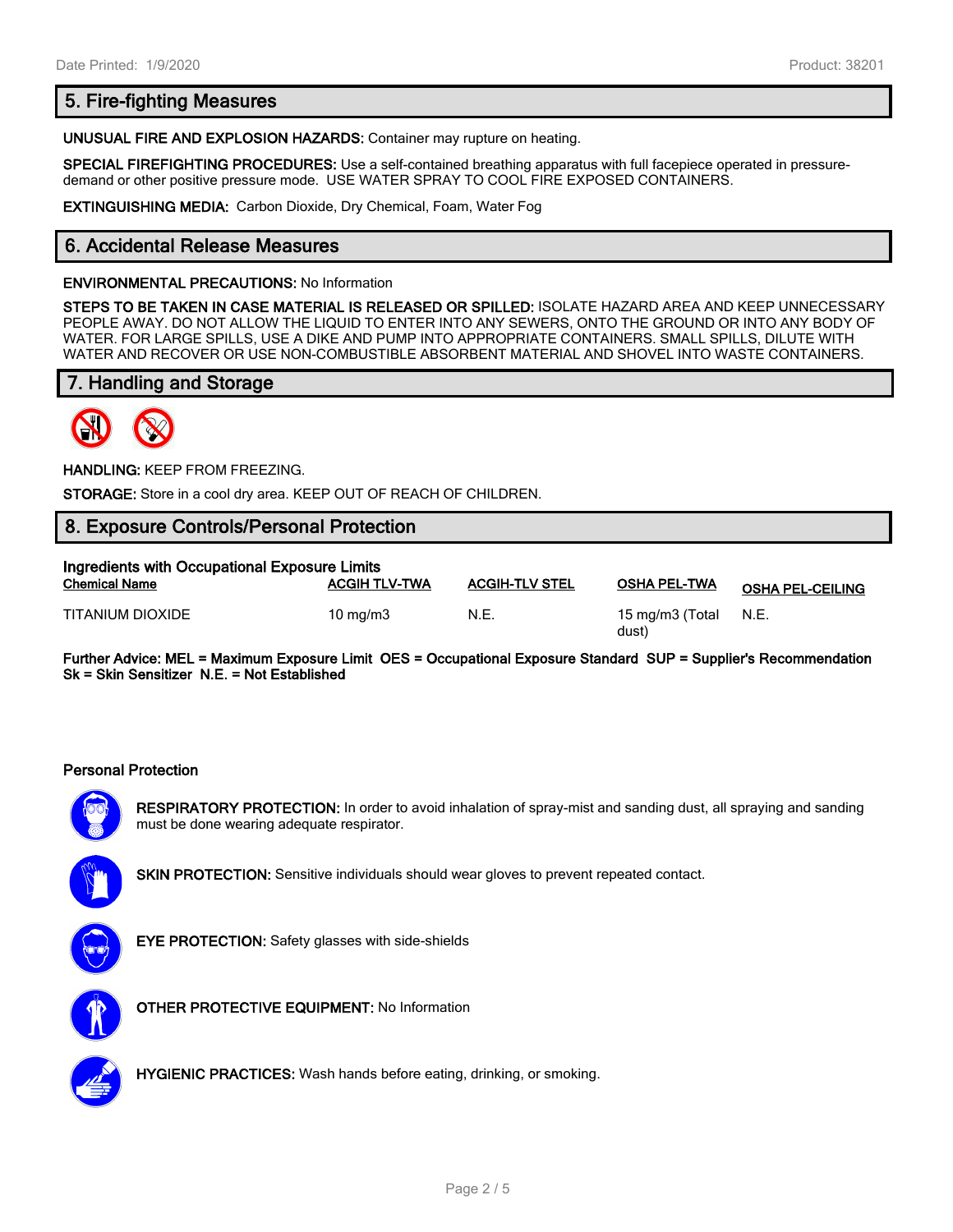## 5. Fire-fighting Measures

**UNUSUAL FIRE AND EXPLOSION HAZARDS:** Container may rupture on heating.

**SPECIAL FIREFIGHTING PROCEDURES:** Use a self-contained breathing apparatus with full facepiece operated in pressure-demand or other positive pressure mode. USE WATER SPRAY TO COOL FIRE EXPOSED CONTAINERS.

**EXTINGUISHING MEDIA:** Carbon Dioxide, Dry Chemical, Foam, Water Fog

## 6. Accidental Release Measures

**ENVIRONMENTAL PRECAUTIONS:** No Information

**STEPS TO BE TAKEN IN CASE MATERIAL IS RELEASED OR SPILLED:** ISOLATE HAZARD AREA AND KEEP UNNECESSARY PEOPLE AWAY. DO NOT ALLOW THE LIQUID TO ENTER INTO ANY SEWERS, ONTO THE GROUND OR INTO ANY BODY OF WATER. FOR LARGE SPILLS, USE A DIKE AND PUMP INTO APPROPRIATE CONTAINERS. SMALL SPILLS, DILUTE WITH WATER AND RECOVER OR USE NON-COMBUSTIBLE ABSORBENT MATERIAL AND SHOVEL INTO WASTE CONTAINERS.

## 7. Handling and Storage

**HANDLING:** KEEP FROM FREEZING.

**STORAGE:** Store in a cool dry area. KEEP OUT OF REACH OF CHILDREN.

## 8. Exposure Controls/Personal Protection

**Ingredients with Occupational Exposure Limits**

| Chemical Name | ACGIH TLV-TWA | ACGIH-TLV STEL | OSHA PEL-TWA | OSHA PEL-CEILING |
|---|---|---|---|---|
| TITANIUM DIOXIDE | 10 mg/m3 | N.E. | 15 mg/m3 (Total dust) | N.E. |

**Further Advice: MEL = Maximum Exposure Limit OES = Occupational Exposure Standard SUP = Supplier's Recommendation Sk = Skin Sensitizer N.E. = Not Established**

**Personal Protection**

**RESPIRATORY PROTECTION:** In order to avoid inhalation of spray-mist and sanding dust, all spraying and sanding must be done wearing adequate respirator.

**SKIN PROTECTION:** Sensitive individuals should wear gloves to prevent repeated contact.

**EYE PROTECTION:** Safety glasses with side-shields

**OTHER PROTECTIVE EQUIPMENT:** No Information

**HYGIENIC PRACTICES:** Wash hands before eating, drinking, or smoking.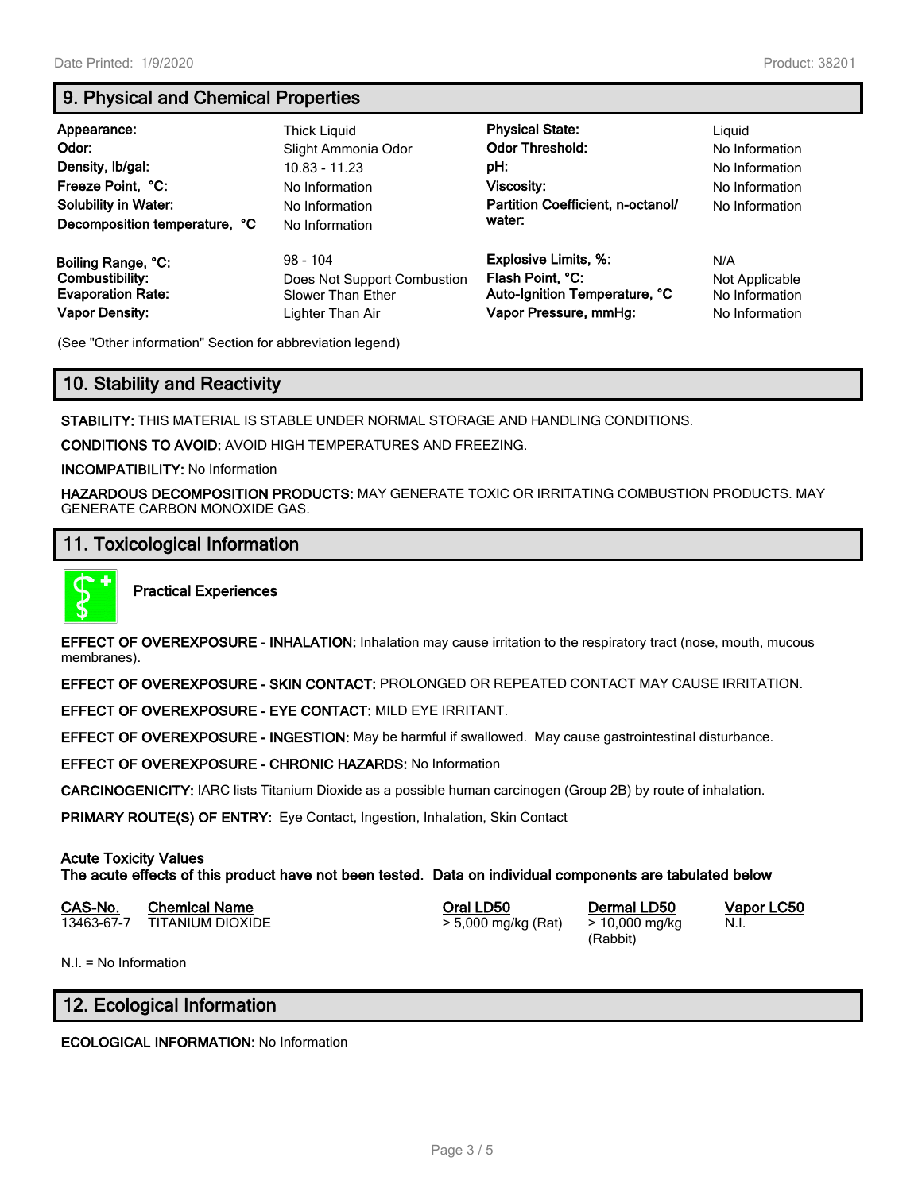## 9. Physical and Chemical Properties

| | | | |
|---|---|---|---|
| **Appearance:** | Thick Liquid | **Physical State:** | Liquid |
| **Odor:** | Slight Ammonia Odor | **Odor Threshold:** | No Information |
| **Density, lb/gal:** | 10.83 - 11.23 | **pH:** | No Information |
| **Freeze Point, °C:** | No Information | **Viscosity:** | No Information |
| **Solubility in Water:** | No Information | **Partition Coefficient, n-octanol/water:** | No Information |
| **Decomposition temperature, °C** | No Information | | |
| **Boiling Range, °C:** | 98 - 104 | **Explosive Limits, %:** | N/A |
| **Combustibility:** | Does Not Support Combustion | **Flash Point, °C:** | Not Applicable |
| **Evaporation Rate:** | Slower Than Ether | **Auto-Ignition Temperature, °C** | No Information |
| **Vapor Density:** | Lighter Than Air | **Vapor Pressure, mmHg:** | No Information |

(See "Other information" Section for abbreviation legend)

## 10. Stability and Reactivity

**STABILITY:** THIS MATERIAL IS STABLE UNDER NORMAL STORAGE AND HANDLING CONDITIONS.

**CONDITIONS TO AVOID:** AVOID HIGH TEMPERATURES AND FREEZING.

**INCOMPATIBILITY:** No Information

**HAZARDOUS DECOMPOSITION PRODUCTS:** MAY GENERATE TOXIC OR IRRITATING COMBUSTION PRODUCTS. MAY GENERATE CARBON MONOXIDE GAS.

## 11. Toxicological Information

**Practical Experiences**

**EFFECT OF OVEREXPOSURE - INHALATION:** Inhalation may cause irritation to the respiratory tract (nose, mouth, mucous membranes).

**EFFECT OF OVEREXPOSURE - SKIN CONTACT:** PROLONGED OR REPEATED CONTACT MAY CAUSE IRRITATION.

**EFFECT OF OVEREXPOSURE - EYE CONTACT:** MILD EYE IRRITANT.

**EFFECT OF OVEREXPOSURE - INGESTION:** May be harmful if swallowed. May cause gastrointestinal disturbance.

**EFFECT OF OVEREXPOSURE - CHRONIC HAZARDS:** No Information

**CARCINOGENICITY:** IARC lists Titanium Dioxide as a possible human carcinogen (Group 2B) by route of inhalation.

**PRIMARY ROUTE(S) OF ENTRY:** Eye Contact, Ingestion, Inhalation, Skin Contact

**Acute Toxicity Values**
**The acute effects of this product have not been tested. Data on individual components are tabulated below**

| CAS-No. | Chemical Name | Oral LD50 | Dermal LD50 | Vapor LC50 |
|---|---|---|---|---|
| 13463-67-7 | TITANIUM DIOXIDE | > 5,000 mg/kg (Rat) | > 10,000 mg/kg (Rabbit) | N.I. |

N.I. = No Information

## 12. Ecological Information

**ECOLOGICAL INFORMATION:** No Information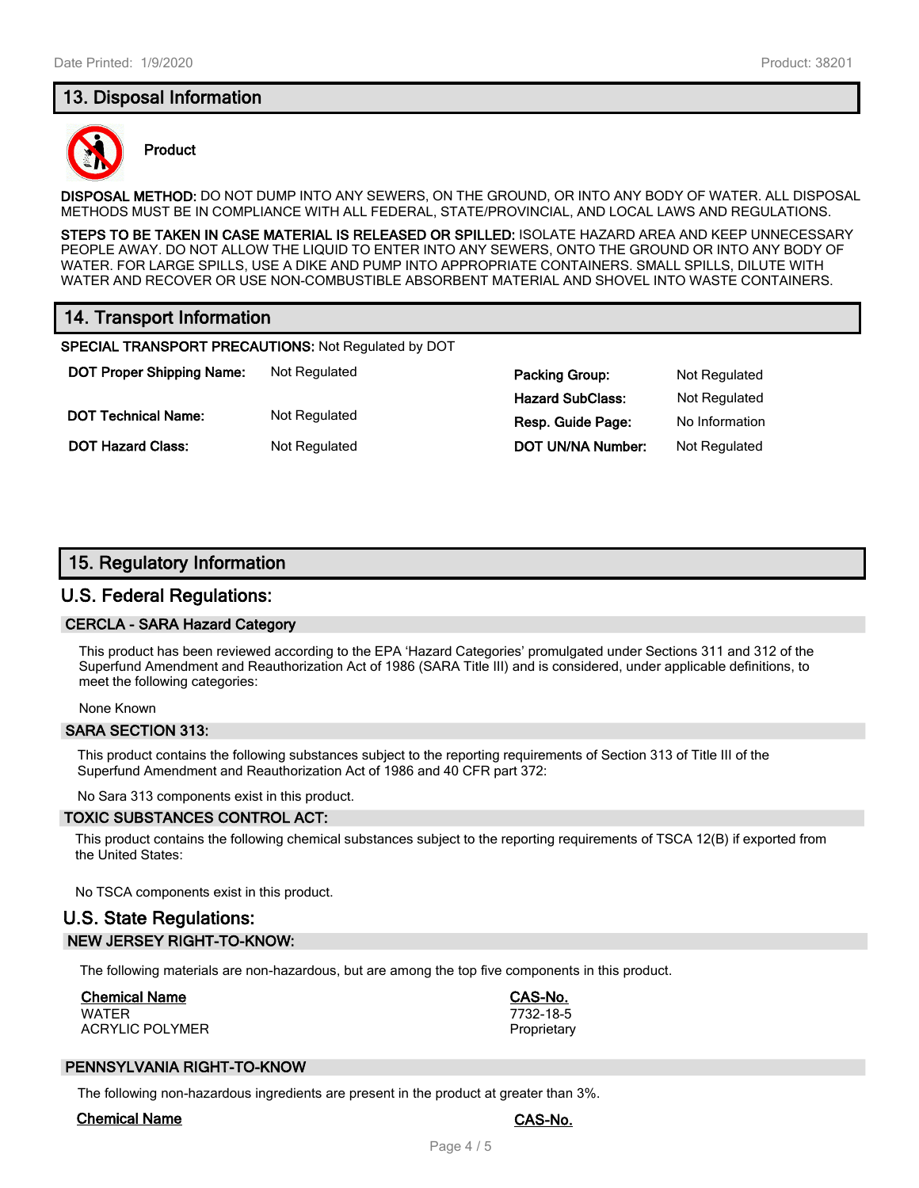## 13. Disposal Information

**Product**

**DISPOSAL METHOD:** DO NOT DUMP INTO ANY SEWERS, ON THE GROUND, OR INTO ANY BODY OF WATER. ALL DISPOSAL METHODS MUST BE IN COMPLIANCE WITH ALL FEDERAL, STATE/PROVINCIAL, AND LOCAL LAWS AND REGULATIONS.

**STEPS TO BE TAKEN IN CASE MATERIAL IS RELEASED OR SPILLED:** ISOLATE HAZARD AREA AND KEEP UNNECESSARY PEOPLE AWAY. DO NOT ALLOW THE LIQUID TO ENTER INTO ANY SEWERS, ONTO THE GROUND OR INTO ANY BODY OF WATER. FOR LARGE SPILLS, USE A DIKE AND PUMP INTO APPROPRIATE CONTAINERS. SMALL SPILLS, DILUTE WITH WATER AND RECOVER OR USE NON-COMBUSTIBLE ABSORBENT MATERIAL AND SHOVEL INTO WASTE CONTAINERS.

## 14. Transport Information

**SPECIAL TRANSPORT PRECAUTIONS:** Not Regulated by DOT

| | | | |
|---|---|---|---|
| **DOT Proper Shipping Name:** | Not Regulated | **Packing Group:** | Not Regulated |
| | | **Hazard SubClass:** | Not Regulated |
| **DOT Technical Name:** | Not Regulated | **Resp. Guide Page:** | No Information |
| **DOT Hazard Class:** | Not Regulated | **DOT UN/NA Number:** | Not Regulated |

## 15. Regulatory Information

### U.S. Federal Regulations:

#### CERCLA - SARA Hazard Category

This product has been reviewed according to the EPA 'Hazard Categories' promulgated under Sections 311 and 312 of the Superfund Amendment and Reauthorization Act of 1986 (SARA Title III) and is considered, under applicable definitions, to meet the following categories:

None Known

#### SARA SECTION 313:

This product contains the following substances subject to the reporting requirements of Section 313 of Title III of the Superfund Amendment and Reauthorization Act of 1986 and 40 CFR part 372:

No Sara 313 components exist in this product.

#### TOXIC SUBSTANCES CONTROL ACT:

This product contains the following chemical substances subject to the reporting requirements of TSCA 12(B) if exported from the United States:

No TSCA components exist in this product.

### U.S. State Regulations:

#### NEW JERSEY RIGHT-TO-KNOW:

The following materials are non-hazardous, but are among the top five components in this product.

| Chemical Name | CAS-No. |
|---|---|
| WATER | 7732-18-5 |
| ACRYLIC POLYMER | Proprietary |

#### PENNSYLVANIA RIGHT-TO-KNOW

The following non-hazardous ingredients are present in the product at greater than 3%.

| Chemical Name | CAS-No. |
|---|---|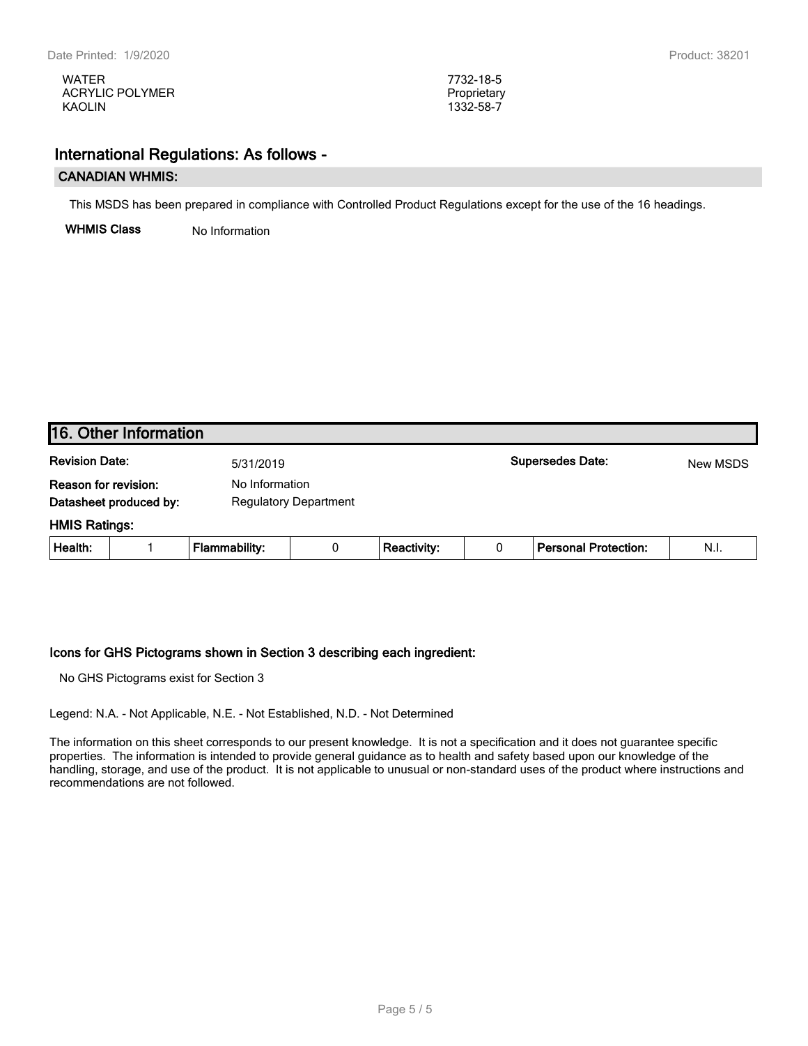| | |
|---|---|
| WATER | 7732-18-5 |
| ACRYLIC POLYMER | Proprietary |
| KAOLIN | 1332-58-7 |

## International Regulations: As follows -

### CANADIAN WHMIS:

This MSDS has been prepared in compliance with Controlled Product Regulations except for the use of the 16 headings.

**WHMIS Class** No Information

## 16. Other Information

**Revision Date:** 5/31/2019 **Supersedes Date:** New MSDS

**Reason for revision:** No Information

**Datasheet produced by:** Regulatory Department

**HMIS Ratings:**

| Health: | 1 | Flammability: | 0 | Reactivity: | 0 | Personal Protection: | N.I. |
|---|---|---|---|---|---|---|---|

**Icons for GHS Pictograms shown in Section 3 describing each ingredient:**

No GHS Pictograms exist for Section 3

Legend: N.A. - Not Applicable, N.E. - Not Established, N.D. - Not Determined

The information on this sheet corresponds to our present knowledge. It is not a specification and it does not guarantee specific properties. The information is intended to provide general guidance as to health and safety based upon our knowledge of the handling, storage, and use of the product. It is not applicable to unusual or non-standard uses of the product where instructions and recommendations are not followed.